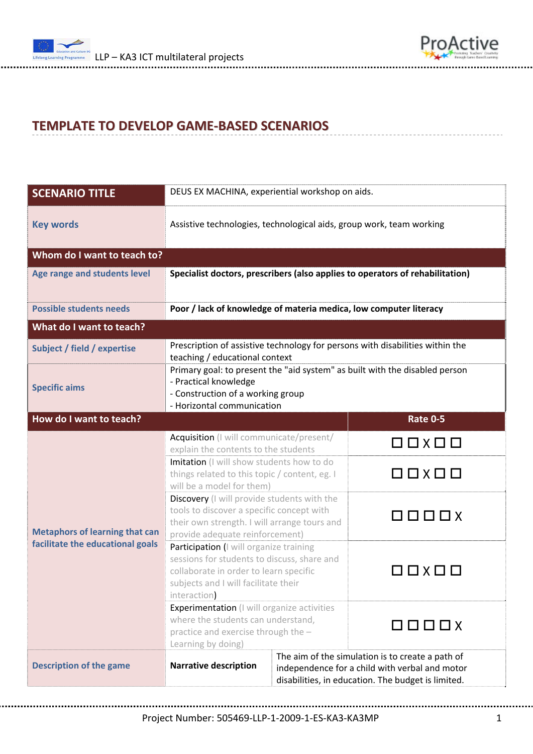# TEMPLATE TO DEVELOP GAME-BASED SCENARIOS

| SCENARIO TITLE | DEUS EX MACHINA, experiential workshop on aids. | |
|---|---|---|
| **Key words** | Assistive technologies, technological aids, group work, team working | |
| **Whom do I want to teach?** | | |
| **Age range and students level** | **Specialist doctors, prescribers (also applies to operators of rehabilitation)** | |
| **Possible students needs** | **Poor / lack of knowledge of materia medica, low computer literacy** | |
| **What do I want to teach?** | | |
| **Subject / field / expertise** | Prescription of assistive technology for persons with disabilities within the teaching / educational context | |
| **Specific aims** | Primary goal: to present the "aid system" as built with the disabled person<br>- Practical knowledge<br>- Construction of a working group<br>- Horizontal communication | |
| **How do I want to teach?** | | **Rate 0-5** |
| **Metaphors of learning that can facilitate the educational goals** | Acquisition (I will communicate/present/ explain the contents to the students | ☐ ☐ X ☐ ☐ |
| | Imitation (I will show students how to do things related to this topic / content, eg. I will be a model for them) | ☐ ☐ X ☐ ☐ |
| | Discovery (I will provide students with the tools to discover a specific concept with their own strength. I will arrange tours and provide adequate reinforcement) | ☐ ☐ ☐ ☐ X |
| | Participation (I will organize training sessions for students to discuss, share and collaborate in order to learn specific subjects and I will facilitate their interaction) | ☐ ☐ X ☐ ☐ |
| | Experimentation (I will organize activities where the students can understand, practice and exercise through the – Learning by doing) | ☐ ☐ ☐ ☐ X |
| **Description of the game** | **Narrative description** | The aim of the simulation is to create a path of independence for a child with verbal and motor disabilities, in education. The budget is limited. |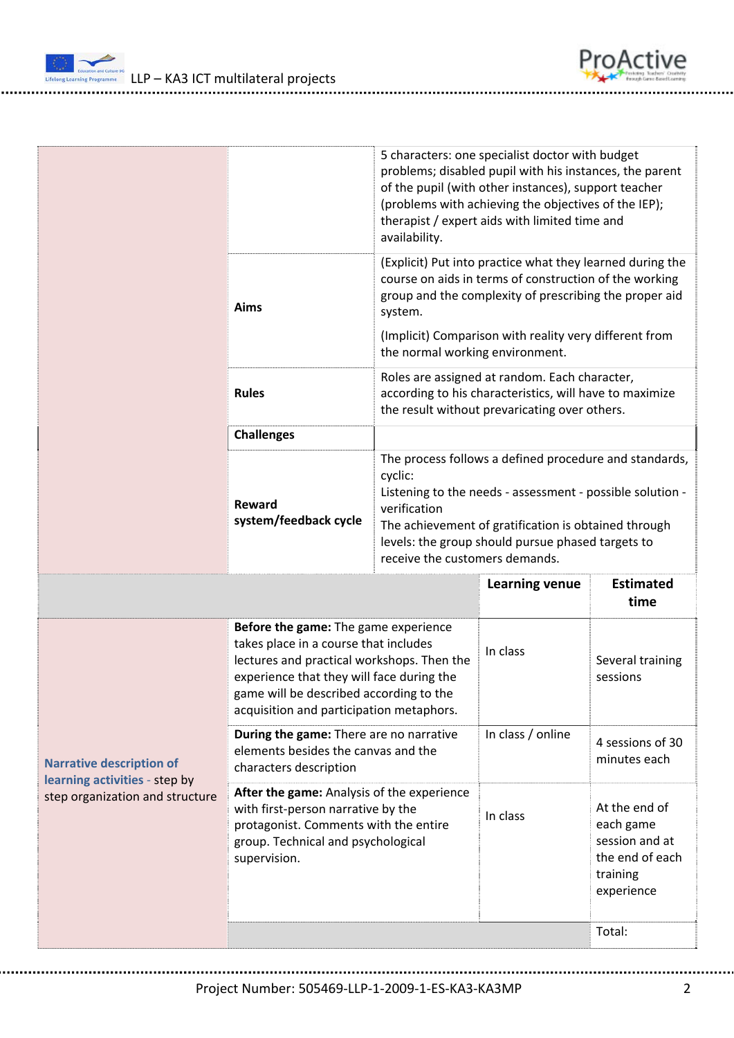| | | |
|---|---|---|
| | | 5 characters: one specialist doctor with budget problems; disabled pupil with his instances, the parent of the pupil (with other instances), support teacher (problems with achieving the objectives of the IEP); therapist / expert aids with limited time and availability. |
| | **Aims** | (Explicit) Put into practice what they learned during the course on aids in terms of construction of the working group and the complexity of prescribing the proper aid system.<br><br>(Implicit) Comparison with reality very different from the normal working environment. |
| | **Rules** | Roles are assigned at random. Each character, according to his characteristics, will have to maximize the result without prevaricating over others. |
| | **Challenges** | |
| | **Reward system/feedback cycle** | The process follows a defined procedure and standards, cyclic:<br>Listening to the needs - assessment - possible solution - verification<br>The achievement of gratification is obtained through levels: the group should pursue phased targets to receive the customers demands. |

| | | **Learning venue** | **Estimated time** |
|---|---|---|---|
| **Narrative description of learning activities** - step by step organization and structure | **Before the game:** The game experience takes place in a course that includes lectures and practical workshops. Then the experience that they will face during the game will be described according to the acquisition and participation metaphors. | In class | Several training sessions |
| | **During the game:** There are no narrative elements besides the canvas and the characters description | In class / online | 4 sessions of 30 minutes each |
| | **After the game:** Analysis of the experience with first-person narrative by the protagonist. Comments with the entire group. Technical and psychological supervision. | In class | At the end of each game session and at the end of each training experience |
| | | | Total: |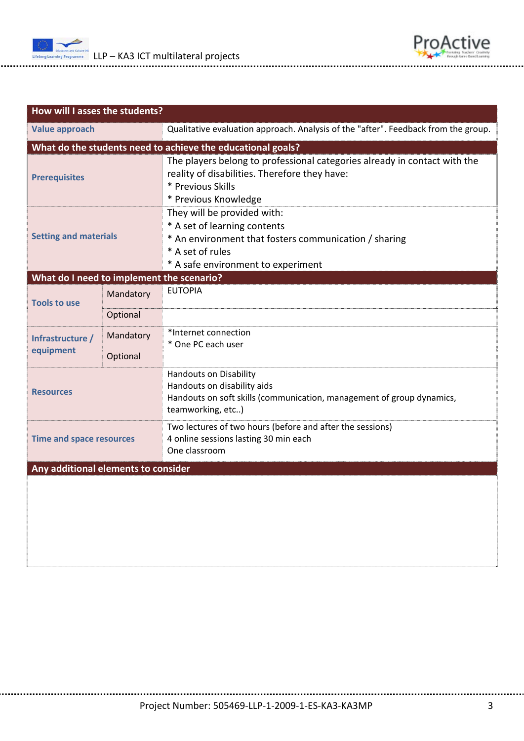| How will I asses the students? | | |
| --- | --- | --- |
| **Value approach** | | Qualitative evaluation approach. Analysis of the "after". Feedback from the group. |
| **What do the students need to achieve the educational goals?** | | |
| **Prerequisites** | | The players belong to professional categories already in contact with the reality of disabilities. Therefore they have:<br>* Previous Skills<br>* Previous Knowledge |
| **Setting and materials** | | They will be provided with:<br>* A set of learning contents<br>* An environment that fosters communication / sharing<br>* A set of rules<br>* A safe environment to experiment |
| **What do I need to implement the scenario?** | | |
| **Tools to use** | Mandatory | EUTOPIA |
| | Optional | |
| **Infrastructure / equipment** | Mandatory | *Internet connection<br>* One PC each user |
| | Optional | |
| **Resources** | | Handouts on Disability<br>Handouts on disability aids<br>Handouts on soft skills (communication, management of group dynamics, teamworking, etc..) |
| **Time and space resources** | | Two lectures of two hours (before and after the sessions)<br>4 online sessions lasting 30 min each<br>One classroom |
| **Any additional elements to consider** | | |
| | | |